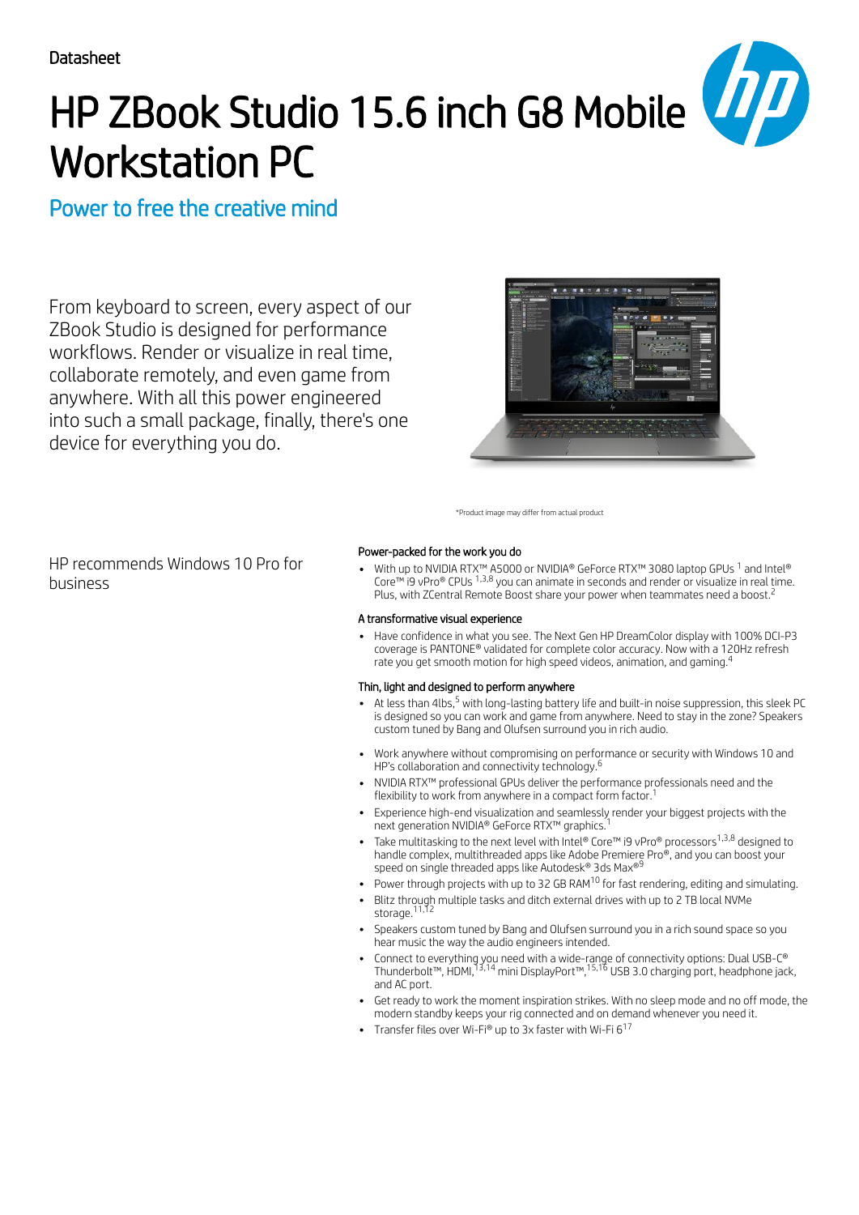Datasheet

# HP ZBook Studio 15.6 inch G8 Mobile Workstation PC

## Power to free the creative mind

From keyboard to screen, every aspect of our ZBook Studio is designed for performance workflows. Render or visualize in real time, collaborate remotely, and even game from anywhere. With all this power engineered into such a small package, finally, there's one device for everything you do.

*Product image may differ from actual product

HP recommends Windows 10 Pro for business

### Power-packed for the work you do

- With up to NVIDIA RTX™ A5000 or NVIDIA® GeForce RTX™ 3080 laptop GPUs [1] and Intel® Core™ i9 vPro® CPUs [1,3,8] you can animate in seconds and render or visualize in real time. Plus, with ZCentral Remote Boost share your power when teammates need a boost.[2]

### A transformative visual experience

- Have confidence in what you see. The Next Gen HP DreamColor display with 100% DCI-P3 coverage is PANTONE® validated for complete color accuracy. Now with a 120Hz refresh rate you get smooth motion for high speed videos, animation, and gaming.[4]

### Thin, light and designed to perform anywhere

- At less than 4lbs,[5] with long-lasting battery life and built-in noise suppression, this sleek PC is designed so you can work and game from anywhere. Need to stay in the zone? Speakers custom tuned by Bang and Olufsen surround you in rich audio.
- Work anywhere without compromising on performance or security with Windows 10 and HP's collaboration and connectivity technology.[6]
- NVIDIA RTX™ professional GPUs deliver the performance professionals need and the flexibility to work from anywhere in a compact form factor.[1]
- Experience high-end visualization and seamlessly render your biggest projects with the next generation NVIDIA® GeForce RTX™ graphics.[1]
- Take multitasking to the next level with Intel® Core™ i9 vPro® processors[1,3,8] designed to handle complex, multithreaded apps like Adobe Premiere Pro®, and you can boost your speed on single threaded apps like Autodesk® 3ds Max®[9]
- Power through projects with up to 32 GB RAM[10] for fast rendering, editing and simulating.
- Blitz through multiple tasks and ditch external drives with up to 2 TB local NVMe storage.[11,12]
- Speakers custom tuned by Bang and Olufsen surround you in a rich sound space so you hear music the way the audio engineers intended.
- Connect to everything you need with a wide-range of connectivity options: Dual USB-C® Thunderbolt™, HDMI,[13,14] mini DisplayPort™,[15,16] USB 3.0 charging port, headphone jack, and AC port.
- Get ready to work the moment inspiration strikes. With no sleep mode and no off mode, the modern standby keeps your rig connected and on demand whenever you need it.
- Transfer files over Wi-Fi® up to 3x faster with Wi-Fi 6[17]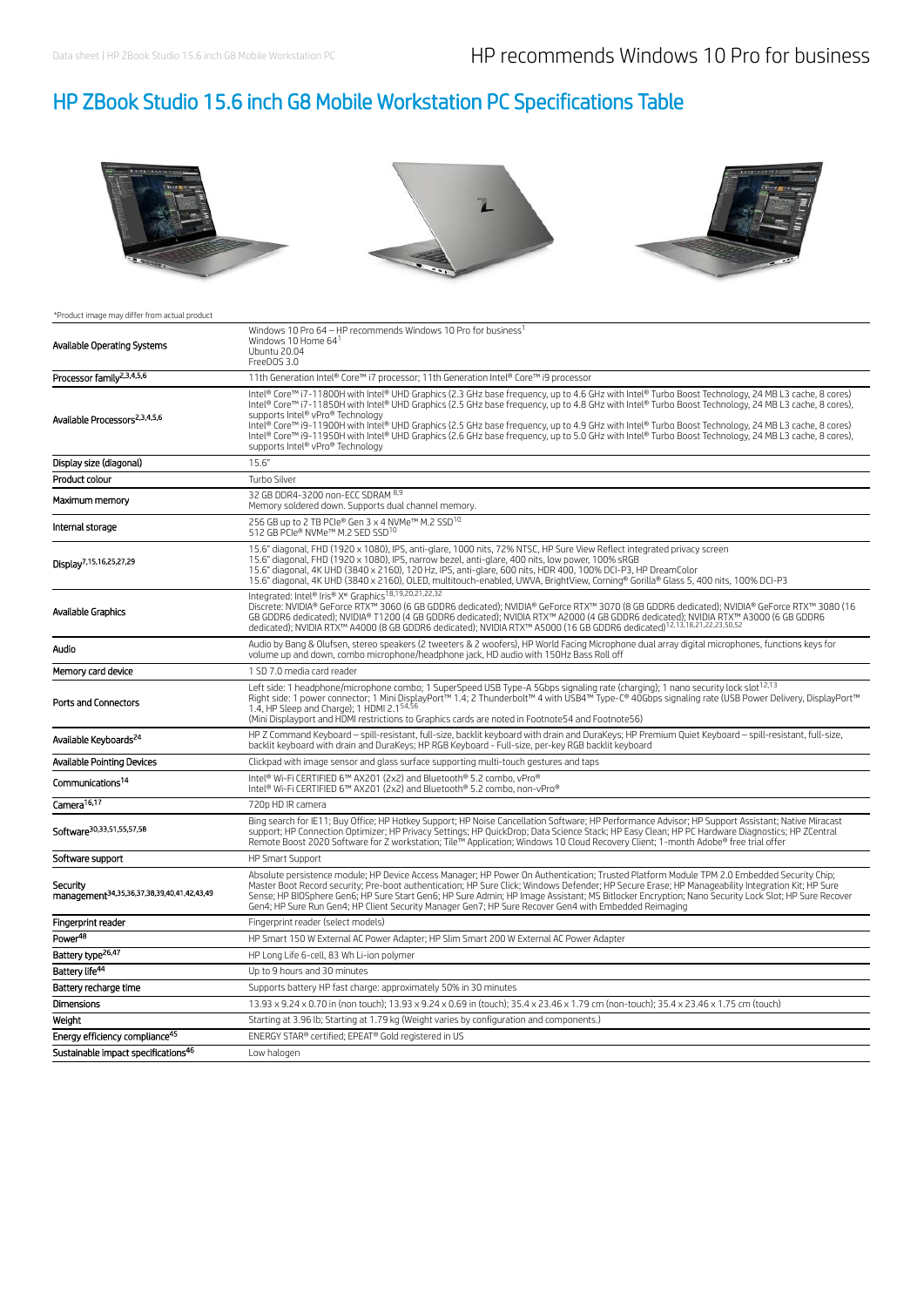# HP ZBook Studio 15.6 inch G8 Mobile Workstation PC Specifications Table

*Product image may differ from actual product

| | |
|---|---|
| Available Operating Systems | Windows 10 Pro 64 – HP recommends Windows 10 Pro for business[1]<br>Windows 10 Home 64[1]<br>Ubuntu 20.04<br>FreeDOS 3.0 |
| Processor family[2,3,4,5,6] | 11th Generation Intel® Core™ i7 processor; 11th Generation Intel® Core™ i9 processor |
| Available Processors[2,3,4,5,6] | Intel® Core™ i7-11800H with Intel® UHD Graphics (2.3 GHz base frequency, up to 4.6 GHz with Intel® Turbo Boost Technology, 24 MB L3 cache, 8 cores)<br>Intel® Core™ i7-11850H with Intel® UHD Graphics (2.5 GHz base frequency, up to 4.8 GHz with Intel® Turbo Boost Technology, 24 MB L3 cache, 8 cores), supports Intel® vPro® Technology<br>Intel® Core™ i9-11900H with Intel® UHD Graphics (2.5 GHz base frequency, up to 4.9 GHz with Intel® Turbo Boost Technology, 24 MB L3 cache, 8 cores)<br>Intel® Core™ i9-11950H with Intel® UHD Graphics (2.6 GHz base frequency, up to 5.0 GHz with Intel® Turbo Boost Technology, 24 MB L3 cache, 8 cores), supports Intel® vPro® Technology |
| Display size (diagonal) | 15.6" |
| Product colour | Turbo Silver |
| Maximum memory | 32 GB DDR4-3200 non-ECC SDRAM [8,9]<br>Memory soldered down. Supports dual channel memory. |
| Internal storage | 256 GB up to 2 TB PCIe® Gen 3 x 4 NVMe™ M.2 SSD[10]<br>512 GB PCIe® NVMe™ M.2 SED SSD[10] |
| Display[7,15,16,25,27,29] | 15.6" diagonal, FHD (1920 x 1080), IPS, anti-glare, 1000 nits, 72% NTSC, HP Sure View Reflect integrated privacy screen<br>15.6" diagonal, FHD (1920 x 1080), IPS, narrow bezel, anti-glare, 400 nits, low power, 100% sRGB<br>15.6" diagonal, FHD (1920 x 1080), 120 Hz, IPS, anti-glare, 600 nits, HDR 400, 100% DCI-P3, HP DreamColor<br>15.6" diagonal, 4K UHD (3840 x 2160), IPS, anti-glare, 600 nits, HDR 400, 100% DCI-P3, HP DreamColor<br>15.6" diagonal, 4K UHD (3840 x 2160), OLED, multitouch-enabled, UWVA, BrightView, Corning® Gorilla® Glass 5, 400 nits, 100% DCI-P3 |
| Available Graphics | Integrated: Intel® Iris® Xᵉ Graphics[18,19,20,21,22,32]<br>Discrete: NVIDIA® GeForce RTX™ 3060 (6 GB GDDR6 dedicated); NVIDIA® GeForce RTX™ 3070 (8 GB GDDR6 dedicated); NVIDIA® GeForce RTX™ 3080 (16 GB GDDR6 dedicated); NVIDIA® T1200 (4 GB GDDR6 dedicated); NVIDIA RTX™ A2000 (4 GB GDDR6 dedicated); NVIDIA RTX™ A3000 (6 GB GDDR6 dedicated); NVIDIA RTX™ A4000 (8 GB GDDR6 dedicated); NVIDIA RTX™ A5000 (16 GB GDDR6 dedicated)[12,13,18,21,22,23,50,52] |
| Audio | Audio by Bang & Olufsen, stereo speakers (2 tweeters & 2 woofers), HP World Facing Microphone dual array digital microphones, functions keys for volume up and down, combo microphone/headphone jack, HD audio with 150Hz Bass Roll off |
| Memory card device | 1 SD 7.0 media card reader |
| Ports and Connectors | Left side: 1 headphone/microphone combo; 1 SuperSpeed USB Type-A 5Gbps signaling rate (charging); 1 nano security lock slot[12,13]<br>Right side: 1 power connector; 1 Mini DisplayPort™ 1.4; 2 Thunderbolt™ 4 with USB4™ Type-C® 40Gbps signaling rate (USB Power Delivery, DisplayPort™ 1.4, HP Sleep and Charge); 1 HDMI 2.1[54,56]<br>(Mini Displayport and HDMI restrictions to Graphics cards are noted in Footnote54 and Footnote56) |
| Available Keyboards[24] | HP Z Command Keyboard – spill-resistant, full-size, backlit keyboard with drain and DuraKeys; HP Premium Quiet Keyboard – spill-resistant, full-size, backlit keyboard with drain and DuraKeys; HP RGB Keyboard - Full-size, per-key RGB backlit keyboard |
| Available Pointing Devices | Clickpad with image sensor and glass surface supporting multi-touch gestures and taps |
| Communications[14] | Intel® Wi-Fi CERTIFIED 6™ AX201 (2x2) and Bluetooth® 5.2 combo, vPro®<br>Intel® Wi-Fi CERTIFIED 6™ AX201 (2x2) and Bluetooth® 5.2 combo, non-vPro® |
| Camera[16,17] | 720p HD IR camera |
| Software[30,33,51,55,57,58] | Bing search for IE11; Buy Office; HP Hotkey Support; HP Noise Cancellation Software; HP Performance Advisor; HP Support Assistant; Native Miracast support; HP Connection Optimizer; HP Privacy Settings; HP QuickDrop; Data Science Stack; HP Easy Clean; HP PC Hardware Diagnostics; HP ZCentral Remote Boost 2020 Software for Z workstation; Tile™ Application; Windows 10 Cloud Recovery Client; 1-month Adobe® free trial offer |
| Software support | HP Smart Support |
| Security management[34,35,36,37,38,39,40,41,42,43,49] | Absolute persistence module; HP Device Access Manager; HP Power On Authentication; Trusted Platform Module TPM 2.0 Embedded Security Chip; Master Boot Record security; Pre-boot authentication; HP Sure Click; Windows Defender; HP Secure Erase; HP Manageability Integration Kit; HP Sure Sense; HP BIOSphere Gen6; HP Sure Start Gen6; HP Sure Admin; HP Image Assistant; MS Bitlocker Encryption; Nano Security Lock Slot; HP Sure Recover Gen4; HP Sure Run Gen4; HP Client Security Manager Gen7; HP Sure Recover Gen4 with Embedded Reimaging |
| Fingerprint reader | Fingerprint reader (select models) |
| Power[48] | HP Smart 150 W External AC Power Adapter; HP Slim Smart 200 W External AC Power Adapter |
| Battery type[26,47] | HP Long Life 6-cell, 83 Wh Li-ion polymer |
| Battery life[44] | Up to 9 hours and 30 minutes |
| Battery recharge time | Supports battery HP fast charge: approximately 50% in 30 minutes |
| Dimensions | 13.93 x 9.24 x 0.70 in (non touch); 13.93 x 9.24 x 0.69 in (touch); 35.4 x 23.46 x 1.79 cm (non-touch); 35.4 x 23.46 x 1.75 cm (touch) |
| Weight | Starting at 3.96 lb; Starting at 1.79 kg (Weight varies by configuration and components.) |
| Energy efficiency compliance[45] | ENERGY STAR® certified; EPEAT® Gold registered in US |
| Sustainable impact specifications[46] | Low halogen |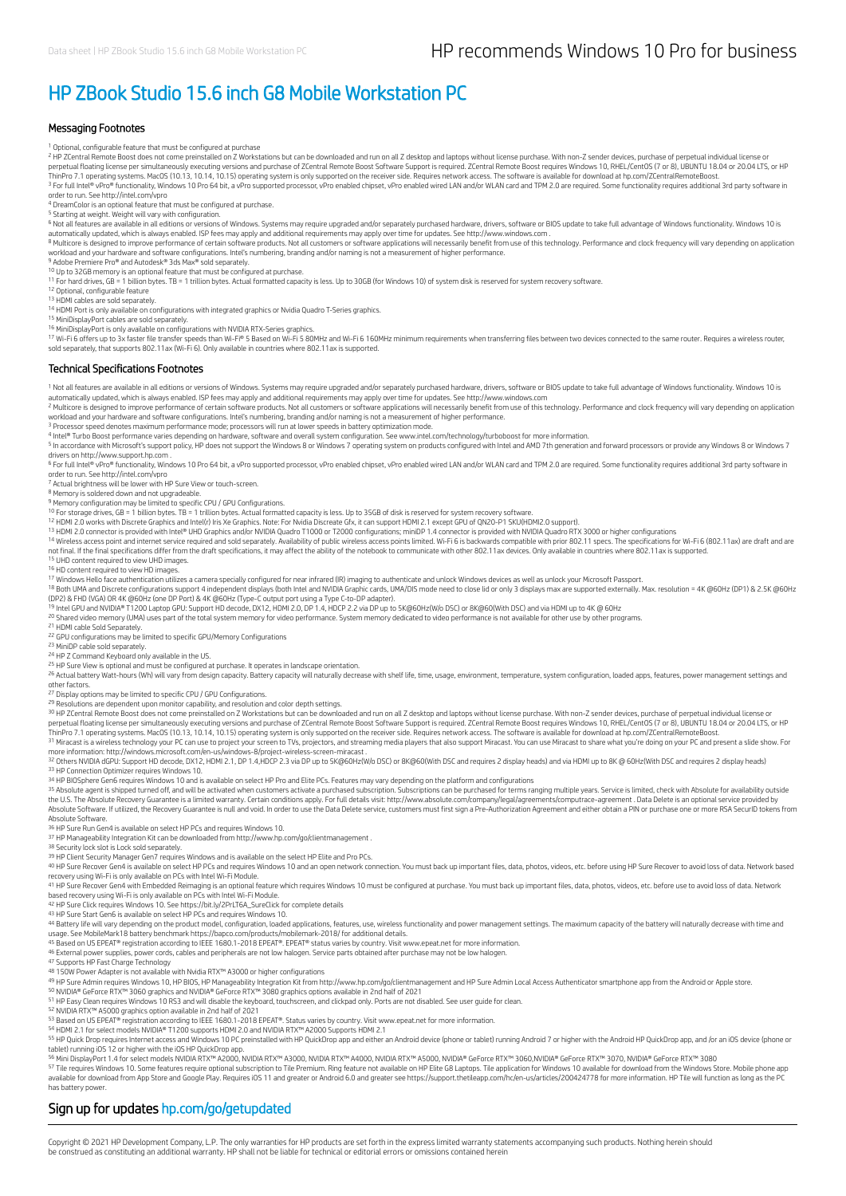# HP ZBook Studio 15.6 inch G8 Mobile Workstation PC

## Messaging Footnotes

[1] Optional, configurable feature that must be configured at purchase

[2] HP ZCentral Remote Boost does not come preinstalled on Z Workstations but can be downloaded and run on all Z desktop and laptops without license purchase. With non-Z sender devices, purchase of perpetual individual license or perpetual floating license per simultaneously executing versions and purchase of ZCentral Remote Boost Software Support is required. ZCentral Remote Boost requires Windows 10, RHEL/CentOS (7 or 8), UBUNTU 18.04 or 20.04 LTS, or HP ThinPro 7.1 operating systems. MacOS (10.13, 10.14, 10.15) operating system is only supported on the receiver side. Requires network access. The software is available for download at hp.com/ZCentralRemoteBoost.

[3] For full Intel® vPro® functionality, Windows 10 Pro 64 bit, a vPro supported processor, vPro enabled chipset, vPro enabled wired LAN and/or WLAN card and TPM 2.0 are required. Some functionality requires additional 3rd party software in order to run. See http://intel.com/vpro

[4] DreamColor is an optional feature that must be configured at purchase.

[5] Starting at weight. Weight will vary with configuration.

[6] Not all features are available in all editions or versions of Windows. Systems may require upgraded and/or separately purchased hardware, drivers, software or BIOS update to take full advantage of Windows functionality. Windows 10 is automatically updated, which is always enabled. ISP fees may apply and additional requirements may apply over time for updates. See http://www.windows.com .

[8] Multicore is designed to improve performance of certain software products. Not all customers or software applications will necessarily benefit from use of this technology. Performance and clock frequency will vary depending on application workload and your hardware and software configurations. Intel's numbering, branding and/or naming is not a measurement of higher performance.

[9] Adobe Premiere Pro® and Autodesk® 3ds Max® sold separately.

[10] Up to 32GB memory is an optional feature that must be configured at purchase.

[11] For hard drives, GB = 1 billion bytes. TB = 1 trillion bytes. Actual formatted capacity is less. Up to 30GB (for Windows 10) of system disk is reserved for system recovery software.

[12] Optional, configurable feature

[13] HDMI cables are sold separately.

[14] HDMI Port is only available on configurations with integrated graphics or Nvidia Quadro T-Series graphics.

[15] MiniDisplayPort cables are sold separately.

[16] MiniDisplayPort is only available on configurations with NVIDIA RTX-Series graphics.

[17] Wi-Fi 6 offers up to 3x faster file transfer speeds than Wi-Fi® 5 Based on Wi-Fi 5 80MHz and Wi-Fi 6 160MHz minimum requirements when transferring files between two devices connected to the same router. Requires a wireless router, sold separately, that supports 802.11ax (Wi-Fi 6). Only available in countries where 802.11ax is supported.

## Technical Specifications Footnotes

[1] Not all features are available in all editions or versions of Windows. Systems may require upgraded and/or separately purchased hardware, drivers, software or BIOS update to take full advantage of Windows functionality. Windows 10 is automatically updated, which is always enabled. ISP fees may apply and additional requirements may apply over time for updates. See http://www.windows.com

[2] Multicore is designed to improve performance of certain software products. Not all customers or software applications will necessarily benefit from use of this technology. Performance and clock frequency will vary depending on application workload and your hardware and software configurations. Intel's numbering, branding and/or naming is not a measurement of higher performance.

[3] Processor speed denotes maximum performance mode; processors will run at lower speeds in battery optimization mode.

[4] Intel® Turbo Boost performance varies depending on hardware, software and overall system configuration. See www.intel.com/technology/turboboost for more information.

[5] In accordance with Microsoft's support policy, HP does not support the Windows 8 or Windows 7 operating system on products configured with Intel and AMD 7th generation and forward processors or provide any Windows 8 or Windows 7 drivers on http://www.support.hp.com .

[6] For full Intel® vPro® functionality, Windows 10 Pro 64 bit, a vPro supported processor, vPro enabled chipset, vPro enabled wired LAN and/or WLAN card and TPM 2.0 are required. Some functionality requires additional 3rd party software in order to run. See http://intel.com/vpro

[7] Actual brightness will be lower with HP Sure View or touch-screen.

[8] Memory is soldered down and not upgradeable.

[9] Memory configuration may be limited to specific CPU / GPU Configurations.

[10] For storage drives, GB = 1 billion bytes. TB = 1 trillion bytes. Actual formatted capacity is less. Up to 35GB of disk is reserved for system recovery software.

[12] HDMI 2.0 works with Discrete Graphics and Intel(r) Iris Xe Graphics. Note: For Nvidia Discreate Gfx, it can support HDMI 2.1 except GPU of QN20-P1 SKU(HDMI2.0 support).

[13] HDMI 2.0 connector is provided with Intel® UHD Graphics and/or NVIDIA Quadro T1000 or T2000 configurations; miniDP 1.4 connector is provided with NVIDIA Quadro RTX 3000 or higher configurations

[14] Wireless access point and internet service required and sold separately. Availability of public wireless access points limited. Wi-Fi 6 is backwards compatible with prior 802.11 specs. The specifications for Wi-Fi 6 (802.11ax) are draft and are not final. If the final specifications differ from the draft specifications, it may affect the ability of the notebook to communicate with other 802.11ax devices. Only available in countries where 802.11ax is supported.

[15] UHD content required to view UHD images.

[16] HD content required to view HD images.

[17] Windows Hello face authentication utilizes a camera specially configured for near infrared (IR) imaging to authenticate and unlock Windows devices as well as unlock your Microsoft Passport.

[18] Both UMA and Discrete configurations support 4 independent displays (both Intel and NVIDIA Graphic cards, UMA/DIS mode need to close lid or only 3 displays max are supported externally. Max. resolution = 4K @60Hz (DP1) & 2.5K @60Hz (DP2) & FHD (VGA) OR 4K @60Hz (one DP Port) & 4K @60Hz (Type-C output port using a Type C-to-DP adapter).

[19] Intel GPU and NVIDIA® T1200 Laptop GPU: Support HD decode, DX12, HDMI 2.0, DP 1.4, HDCP 2.2 via DP up to 5K@60Hz(W/o DSC) or 8K@60(With DSC) and via HDMI up to 4K @ 60Hz

[20] Shared video memory (UMA) uses part of the total system memory for video performance. System memory dedicated to video performance is not available for other use by other programs.

[21] HDMI cable Sold Separately.

[22] GPU configurations may be limited to specific GPU/Memory Configurations

[23] MiniDP cable sold separately.

[24] HP Z Command Keyboard only available in the US.

[25] HP Sure View is optional and must be configured at purchase. It operates in landscape orientation.

[26] Actual battery Watt-hours (Wh) will vary from design capacity. Battery capacity will naturally decrease with shelf life, time, usage, environment, temperature, system configuration, loaded apps, features, power management settings and other factors.

[27] Display options may be limited to specific CPU / GPU Configurations.

[29] Resolutions are dependent upon monitor capability, and resolution and color depth settings.

[30] HP ZCentral Remote Boost does not come preinstalled on Z Workstations but can be downloaded and run on all Z desktop and laptops without license purchase. With non-Z sender devices, purchase of perpetual individual license or perpetual floating license per simultaneously executing versions and purchase of ZCentral Remote Boost Software Support is required. ZCentral Remote Boost requires Windows 10, RHEL/CentOS (7 or 8), UBUNTU 18.04 or 20.04 LTS, or HP ThinPro 7.1 operating systems. MacOS (10.13, 10.14, 10.15) operating system is only supported on the receiver side. Requires network access. The software is available for download at hp.com/ZCentralRemoteBoost.

[31] Miracast is a wireless technology your PC can use to project your screen to TVs, projectors, and streaming media players that also support Miracast. You can use Miracast to share what you're doing on your PC and present a slide show. For more information: http://windows.microsoft.com/en-us/windows-8/project-wireless-screen-miracast .

[32] Others NVIDIA dGPU: Support HD decode, DX12, HDMI 2.1, DP 1.4,HDCP 2.3 via DP up to 5K@60Hz(W/o DSC) or 8K@60(With DSC and requires 2 display heads) and via HDMI up to 8K @ 60Hz(With DSC and requires 2 display heads)

[33] HP Connection Optimizer requires Windows 10.

[34] HP BIOSphere Gen6 requires Windows 10 and is available on select HP Pro and Elite PCs. Features may vary depending on the platform and configurations

[35] Absolute agent is shipped turned off, and will be activated when customers activate a purchased subscription. Subscriptions can be purchased for terms ranging multiple years. Service is limited, check with Absolute for availability outside the U.S. The Absolute Recovery Guarantee is a limited warranty. Certain conditions apply. For full details visit: http://www.absolute.com/company/legal/agreements/computrace-agreement . Data Delete is an optional service provided by Absolute Software. If utilized, the Recovery Guarantee is null and void. In order to use the Data Delete service, customers must first sign a Pre-Authorization Agreement and either obtain a PIN or purchase one or more RSA SecurID tokens from Absolute Software.

[36] HP Sure Run Gen4 is available on select HP PCs and requires Windows 10.

[37] HP Manageability Integration Kit can be downloaded from http://www.hp.com/go/clientmanagement .

[38] Security lock slot is Lock sold separately.

[39] HP Client Security Manager Gen7 requires Windows and is available on the select HP Elite and Pro PCs.

[40] HP Sure Recover Gen4 is available on select HP PCs and requires Windows 10 and an open network connection. You must back up important files, data, photos, videos, etc. before using HP Sure Recover to avoid loss of data. Network based recovery using Wi-Fi is only available on PCs with Intel Wi-Fi Module.

[41] HP Sure Recover Gen4 with Embedded Reimaging is an optional feature which requires Windows 10 must be configured at purchase. You must back up important files, data, photos, videos, etc. before use to avoid loss of data. Network based recovery using Wi-Fi is only available on PCs with Intel Wi-Fi Module.

[42] HP Sure Click requires Windows 10. See https://bit.ly/2PrLT6A_SureClick for complete details

[43] HP Sure Start Gen6 is available on select HP PCs and requires Windows 10.

[44] Battery life will vary depending on the product model, configuration, loaded applications, features, use, wireless functionality and power management settings. The maximum capacity of the battery will naturally decrease with time and usage. See MobileMark18 battery benchmark https://bapco.com/products/mobilemark-2018/ for additional details.

[45] Based on US EPEAT® registration according to IEEE 1680.1-2018 EPEAT®. EPEAT® status varies by country. Visit www.epeat.net for more information.

[46] External power supplies, power cords, cables and peripherals are not low halogen. Service parts obtained after purchase may not be low halogen.

[47] Supports HP Fast Charge Technology

[48] 150W Power Adapter is not available with Nvidia RTX™ A3000 or higher configurations

[49] HP Sure Admin requires Windows 10, HP BIOS, HP Manageability Integration Kit from http://www.hp.com/go/clientmanagement and HP Sure Admin Local Access Authenticator smartphone app from the Android or Apple store.

[50] NVIDIA® GeForce RTX™ 3060 graphics and NVIDIA® GeForce RTX™ 3080 graphics options available in 2nd half of 2021

[51] HP Easy Clean requires Windows 10 RS3 and will disable the keyboard, touchscreen, and clickpad only. Ports are not disabled. See user guide for clean.

[52] NVIDIA RTX™ A5000 graphics option available in 2nd half of 2021

[53] Based on US EPEAT® registration according to IEEE 1680.1-2018 EPEAT®. Status varies by country. Visit www.epeat.net for more information.

[54] HDMI 2.1 for select models NVIDIA® RTX™ T1200 supports HDMI 2.0 and NVIDIA RTX™ A2000 Supports HDMI 2.1

[55] HP Quick Drop requires Internet access and Windows 10 PC preinstalled with HP QuickDrop app and either an Android device (phone or tablet) running Android 7 or higher with the Android HP QuickDrop app, and /or an iOS device (phone or tablet) running iOS 12 or higher with the iOS HP QuickDrop app.

[56] Mini DisplayPort 1.4 for select models NVIDIA RTX™ A2000, NVIDIA RTX™ A3000, NVIDIA RTX™ A4000, NVIDIA RTX™ A5000, NVIDIA® GeForce RTX™ 3060,NVIDIA® GeForce RTX™ 3070, NVIDIA® GeForce RTX™ 3080

[57] Tile requires Windows 10. Some features require optional subscription to Tile Premium. Ring feature not available on HP Elite G8 Laptops. Tile application for Windows 10 available for download from the Windows Store. Mobile phone app available for download from App Store and Google Play. Requires iOS 11 and greater or Android 6.0 and greater see https://support.thetileapp.com/hc/en-us/articles/200424778 for more information. HP Tile will function as long as the PC has battery power.

## Sign up for updates hp.com/go/getupdated

Copyright © 2021 HP Development Company, L.P. The only warranties for HP products are set forth in the express limited warranty statements accompanying such products. Nothing herein should be construed as constituting an additional warranty. HP shall not be liable for technical or editorial errors or omissions contained herein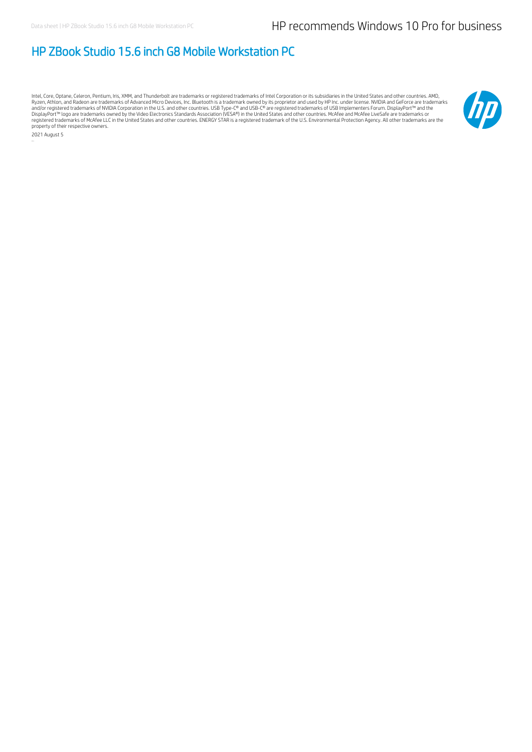# HP ZBook Studio 15.6 inch G8 Mobile Workstation PC

Intel, Core, Optane, Celeron, Pentium, Iris, XMM, and Thunderbolt are trademarks or registered trademarks of Intel Corporation or its subsidiaries in the United States and other countries. AMD, Ryzen, Athlon, and Radeon are trademarks of Advanced Micro Devices, Inc. Bluetooth is a trademark owned by its proprietor and used by HP Inc. under license. NVIDIA and GeForce are trademarks and/or registered trademarks of NVIDIA Corporation in the U.S. and other countries. USB Type-C® and USB-C® are registered trademarks of USB Implementers Forum. DisplayPort™ and the DisplayPort™ logo are trademarks owned by the Video Electronics Standards Association (VESA®) in the United States and other countries. McAfee and McAfee LiveSafe are trademarks or registered trademarks of McAfee LLC in the United States and other countries. ENERGY STAR is a registered trademark of the U.S. Environmental Protection Agency. All other trademarks are the property of their respective owners.

2021 August 5